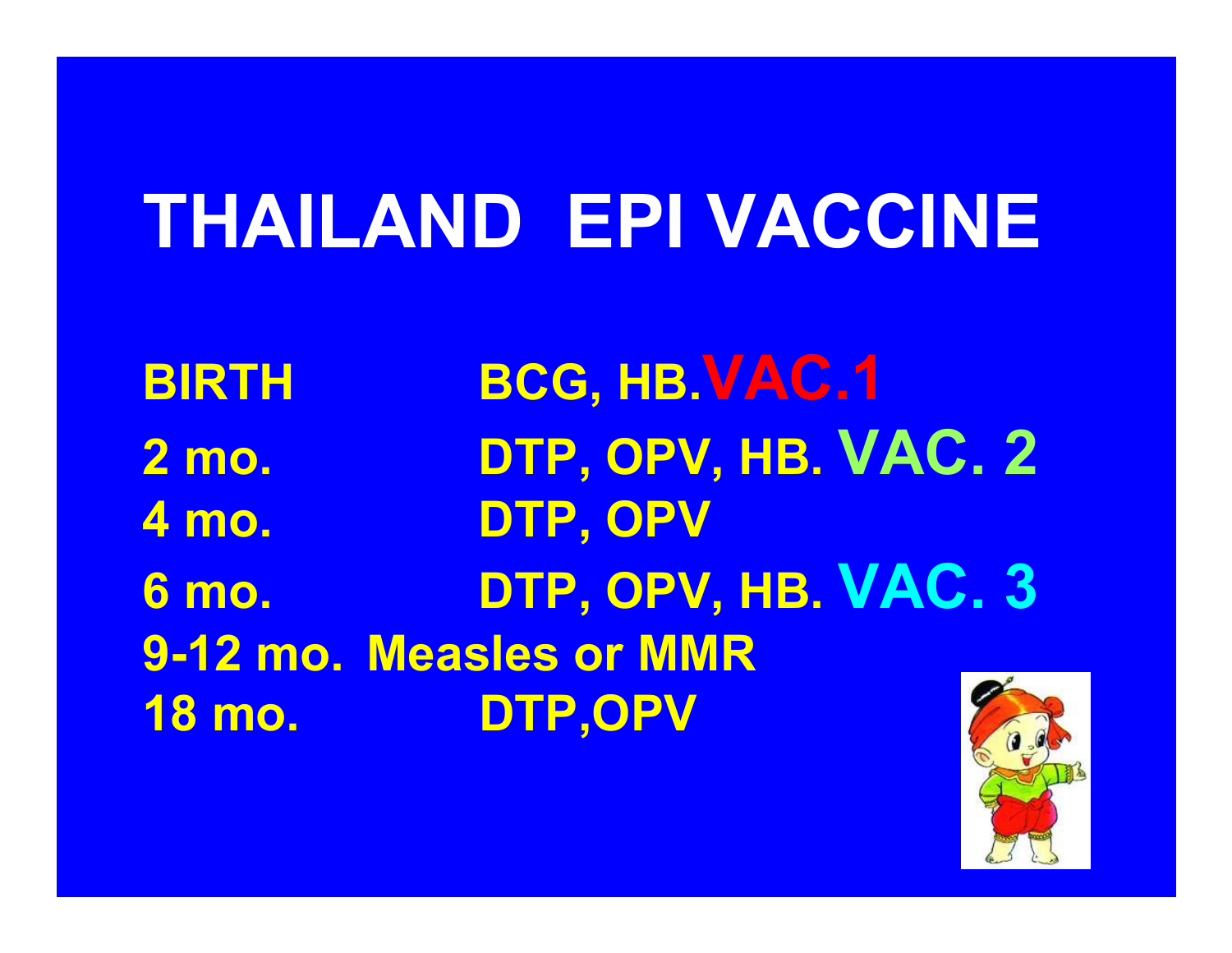# THAILAND EPI VACCINE

| | |
|---|---|
| BIRTH | BCG, HB. VAC.1 |
| 2 mo. | DTP, OPV, HB. VAC. 2 |
| 4 mo. | DTP, OPV |
| 6 mo. | DTP, OPV, HB. VAC. 3 |
| 9-12 mo. | Measles or MMR |
| 18 mo. | DTP,OPV |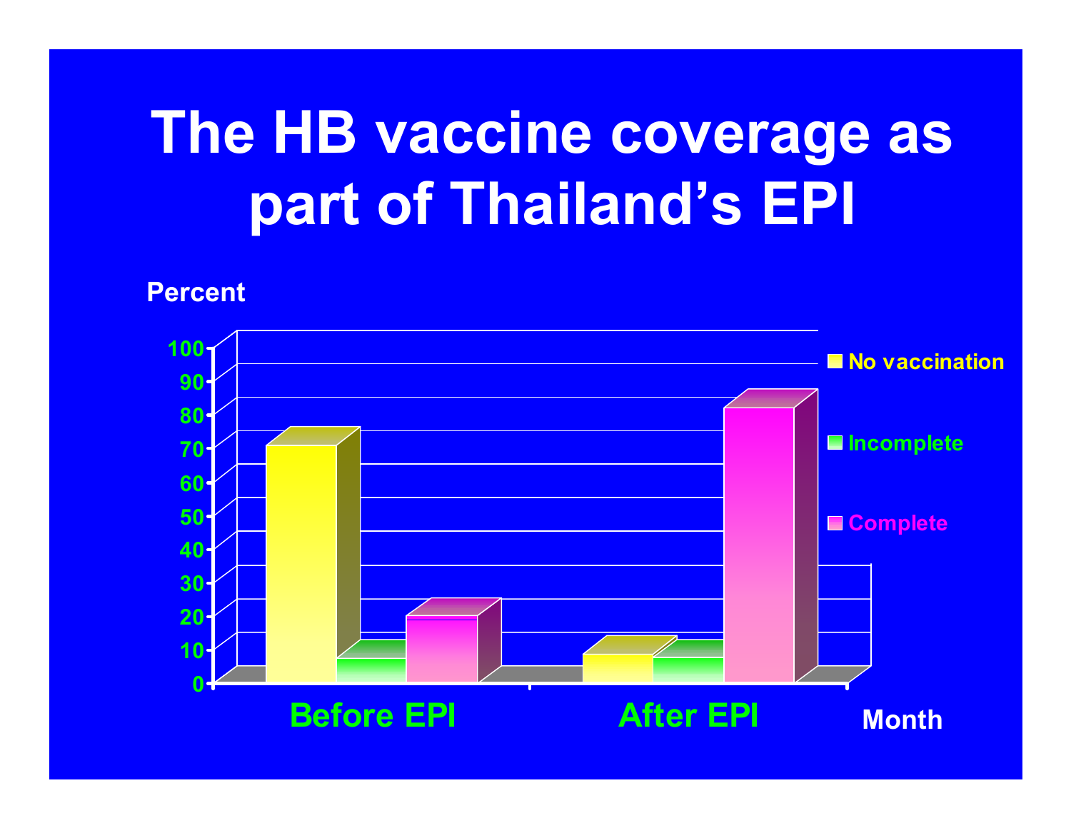# The HB vaccine coverage as part of Thailand's EPI

Percent

100
90
80
70
60
50
40
30
20
10
0

No vaccination

Incomplete

Complete

Before EPI

After EPI

Month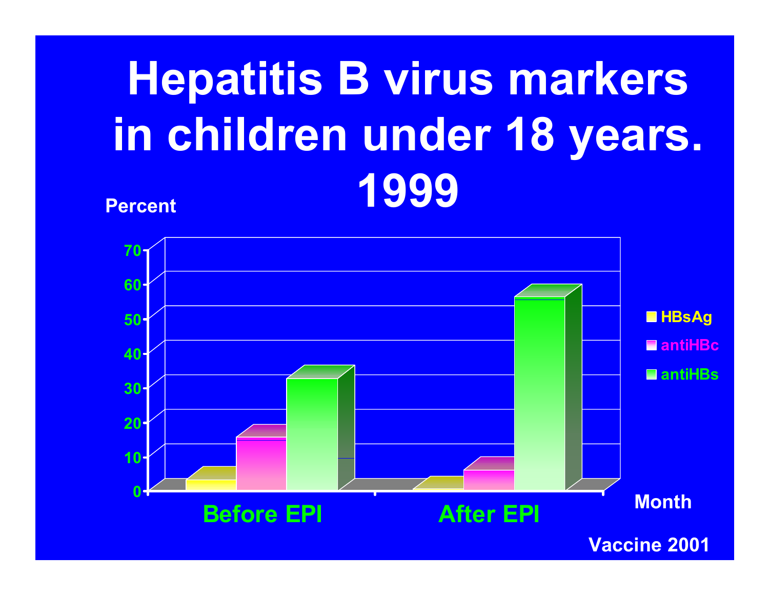# Hepatitis B virus markers in children under 18 years. 1999

Percent

70
60
50
40
30
20
10
0

Before EPI

After EPI

Month

- HBsAg
- antiHBc
- antiHBs

Vaccine 2001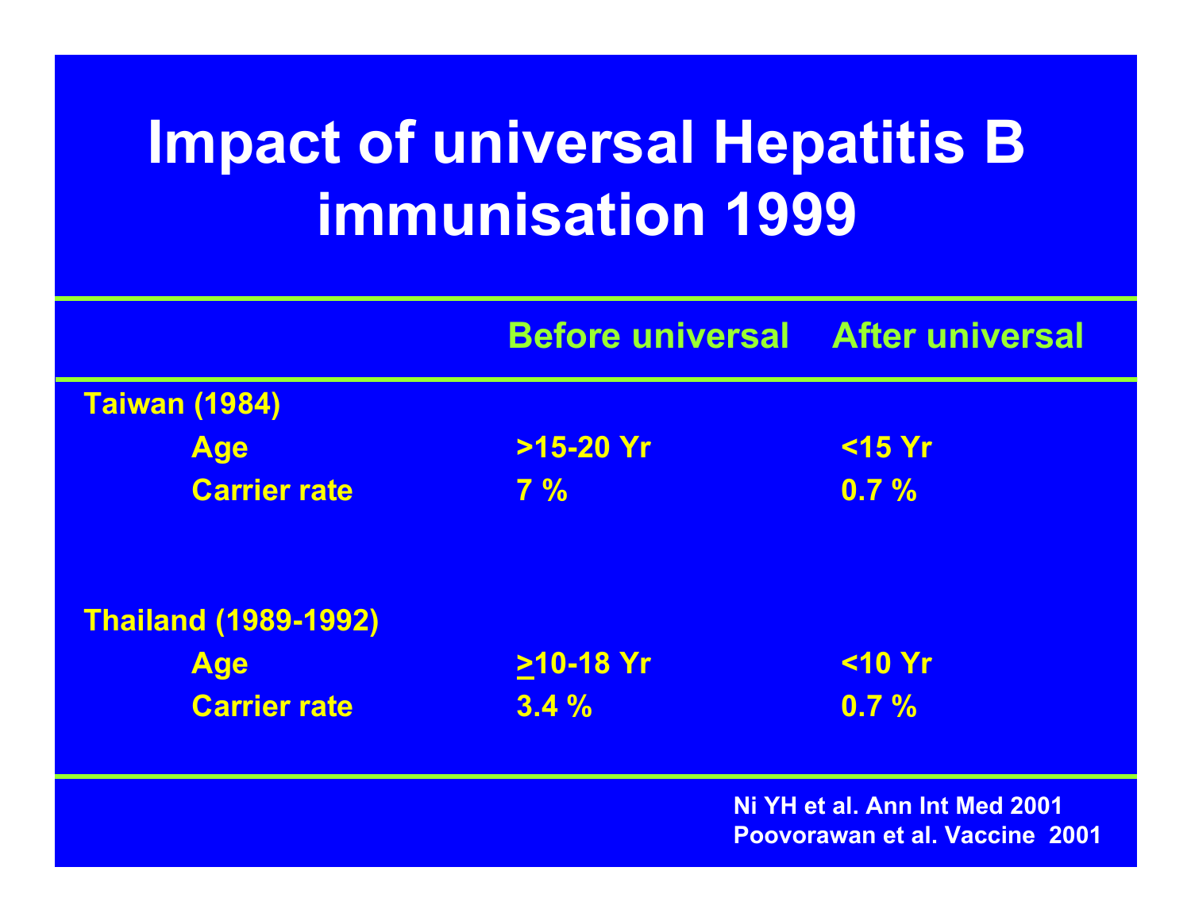# Impact of universal Hepatitis B immunisation 1999

| | Before universal | After universal |
|---|---|---|
| **Taiwan (1984)** | | |
| Age | >15-20 Yr | <15 Yr |
| Carrier rate | 7 % | 0.7 % |
| **Thailand (1989-1992)** | | |
| Age | ≥10-18 Yr | <10 Yr |
| Carrier rate | 3.4 % | 0.7 % |

Ni YH et al. Ann Int Med 2001
Poovorawan et al. Vaccine 2001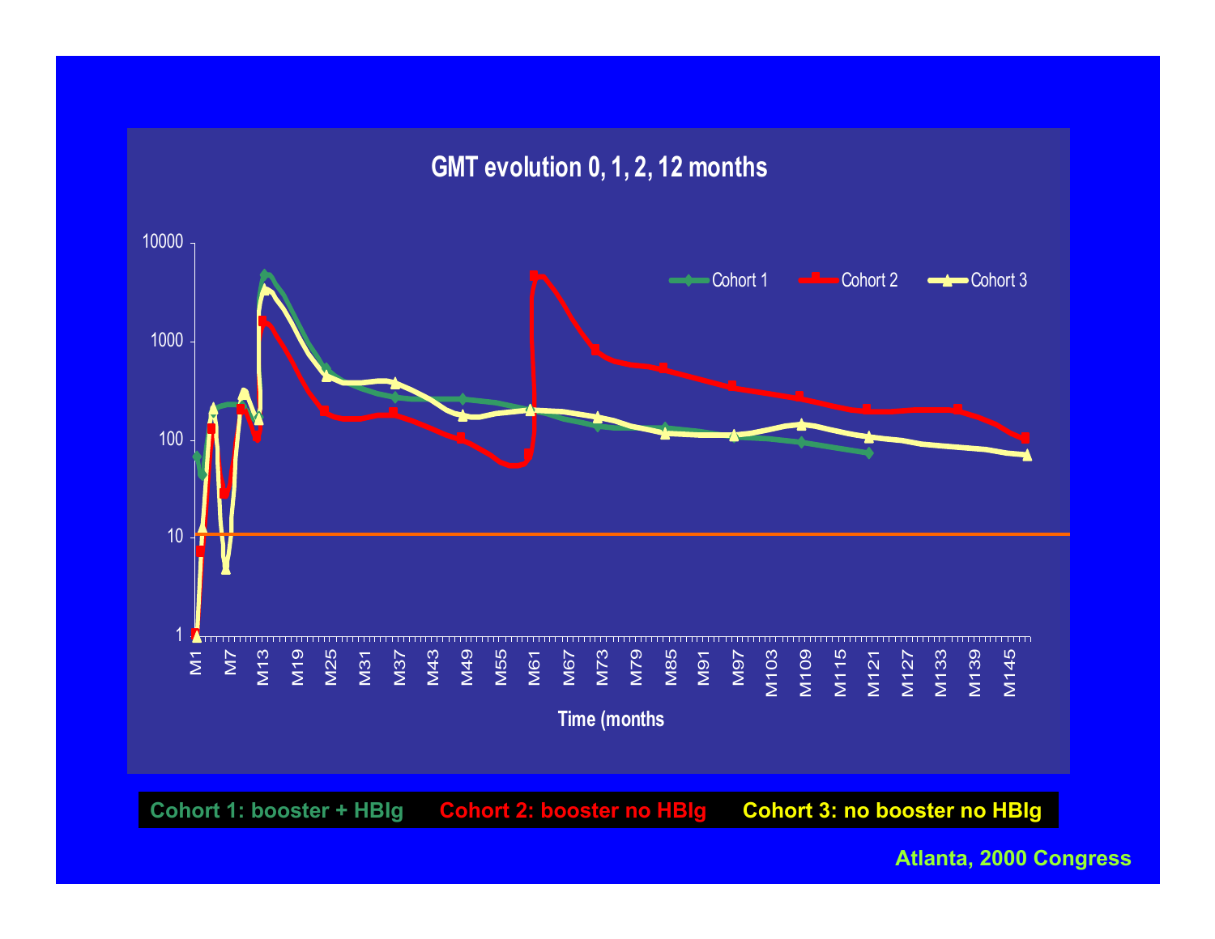## GMT evolution 0, 1, 2, 12 months

Cohort 1 — Cohort 2 — Cohort 3

Y-axis (log scale): 1, 10, 100, 1000, 10000

X-axis: M1, M7, M13, M19, M25, M31, M37, M43, M49, M55, M61, M67, M73, M79, M85, M91, M97, M103, M109, M115, M121, M127, M133, M139, M145

Time (months

**Cohort 1: booster + HBIg** **Cohort 2: booster no HBIg** **Cohort 3: no booster no HBIg**

Atlanta, 2000 Congress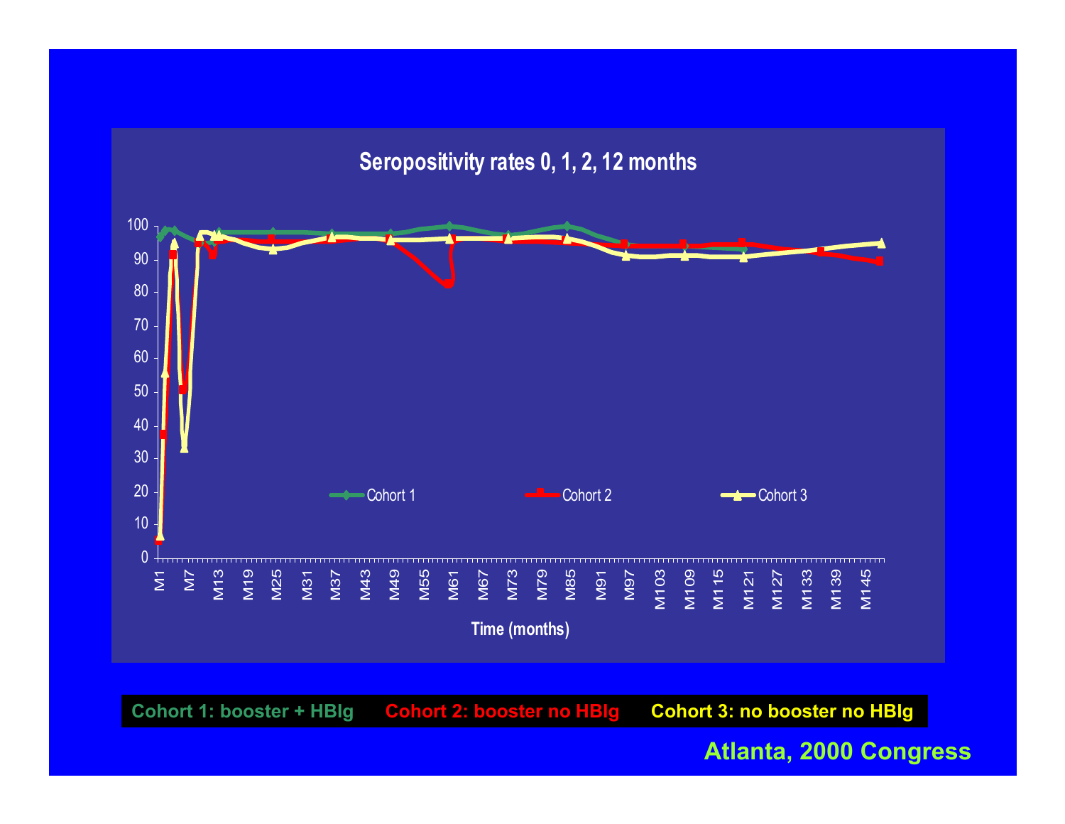## Seropositivity rates 0, 1, 2, 12 months

Cohort 1 | Cohort 2 | Cohort 3

Time (months)

**Cohort 1: booster + HBIg** **Cohort 2: booster no HBIg** **Cohort 3: no booster no HBIg**

**Atlanta, 2000 Congress**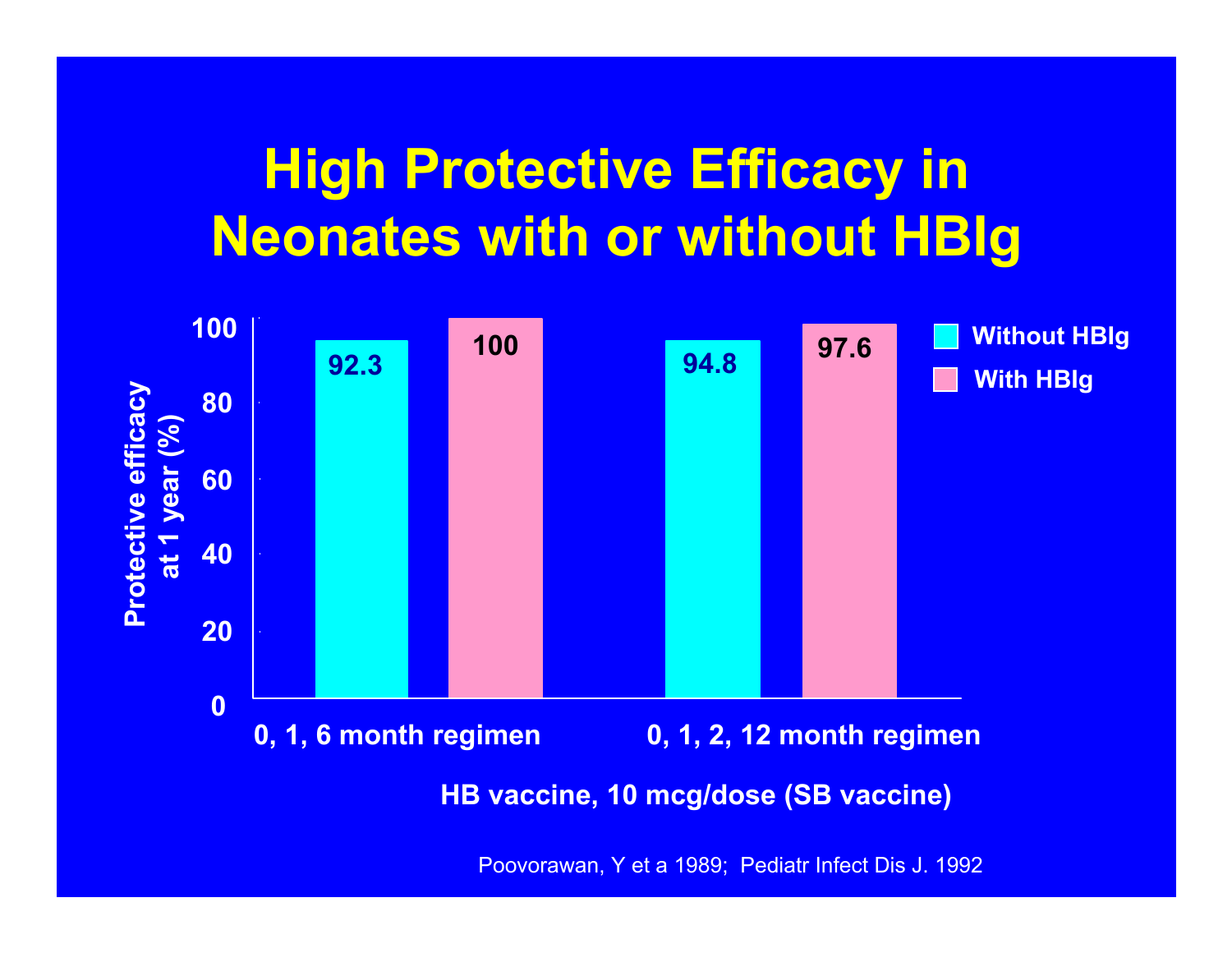# High Protective Efficacy in Neonates with or without HBIg

Protective efficacy at 1 year (%)

100
80
60
40
20
0

92.3
100
94.8
97.6

Without HBIg
With HBIg

0, 1, 6 month regimen
0, 1, 2, 12 month regimen

HB vaccine, 10 mcg/dose (SB vaccine)

Poovorawan, Y et a 1989; Pediatr Infect Dis J. 1992